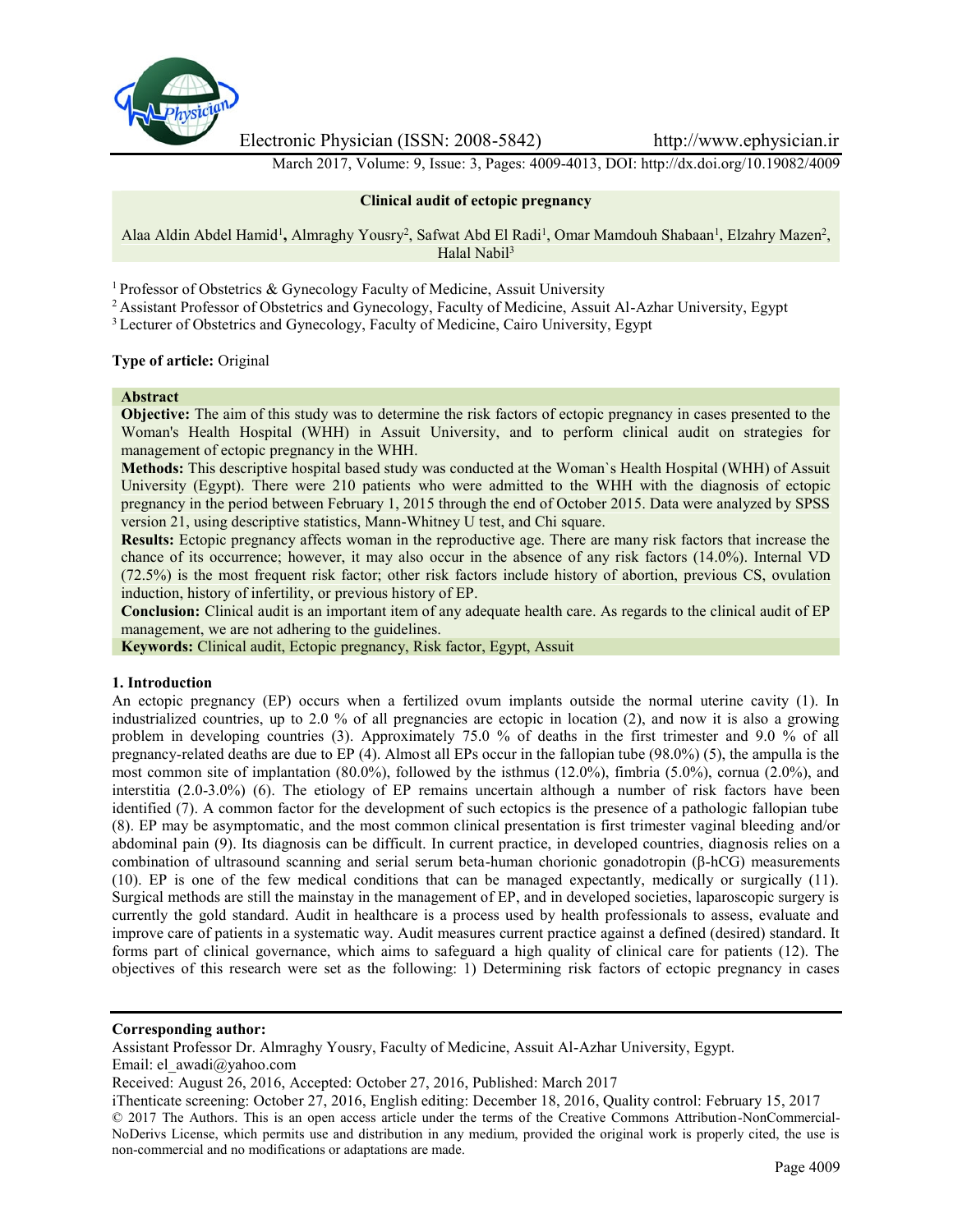Electronic Physician (ISSN: 2008-5842) http://www.ephysician.ir

March 2017, Volume: 9, Issue: 3, Pages: 4009-4013, DOI: http://dx.doi.org/10.19082/4009

# Clinical audit of ectopic pregnancy

Alaa Aldin Abdel Hamid[1], Almraghy Yousry[2], Safwat Abd El Radi[1], Omar Mamdouh Shabaan[1], Elzahry Mazen[2], Halal Nabil[3]

[1] Professor of Obstetrics & Gynecology Faculty of Medicine, Assuit University

[2] Assistant Professor of Obstetrics and Gynecology, Faculty of Medicine, Assuit Al-Azhar University, Egypt

[3] Lecturer of Obstetrics and Gynecology, Faculty of Medicine, Cairo University, Egypt

**Type of article:** Original

## Abstract

**Objective:** The aim of this study was to determine the risk factors of ectopic pregnancy in cases presented to the Woman's Health Hospital (WHH) in Assuit University, and to perform clinical audit on strategies for management of ectopic pregnancy in the WHH.

**Methods:** This descriptive hospital based study was conducted at the Woman`s Health Hospital (WHH) of Assuit University (Egypt). There were 210 patients who were admitted to the WHH with the diagnosis of ectopic pregnancy in the period between February 1, 2015 through the end of October 2015. Data were analyzed by SPSS version 21, using descriptive statistics, Mann-Whitney U test, and Chi square.

**Results:** Ectopic pregnancy affects woman in the reproductive age. There are many risk factors that increase the chance of its occurrence; however, it may also occur in the absence of any risk factors (14.0%). Internal VD (72.5%) is the most frequent risk factor; other risk factors include history of abortion, previous CS, ovulation induction, history of infertility, or previous history of EP.

**Conclusion:** Clinical audit is an important item of any adequate health care. As regards to the clinical audit of EP management, we are not adhering to the guidelines.

**Keywords:** Clinical audit, Ectopic pregnancy, Risk factor, Egypt, Assuit

## 1. Introduction

An ectopic pregnancy (EP) occurs when a fertilized ovum implants outside the normal uterine cavity (1). In industrialized countries, up to 2.0 % of all pregnancies are ectopic in location (2), and now it is also a growing problem in developing countries (3). Approximately 75.0 % of deaths in the first trimester and 9.0 % of all pregnancy-related deaths are due to EP (4). Almost all EPs occur in the fallopian tube (98.0%) (5), the ampulla is the most common site of implantation (80.0%), followed by the isthmus (12.0%), fimbria (5.0%), cornua (2.0%), and interstitia (2.0-3.0%) (6). The etiology of EP remains uncertain although a number of risk factors have been identified (7). A common factor for the development of such ectopics is the presence of a pathologic fallopian tube (8). EP may be asymptomatic, and the most common clinical presentation is first trimester vaginal bleeding and/or abdominal pain (9). Its diagnosis can be difficult. In current practice, in developed countries, diagnosis relies on a combination of ultrasound scanning and serial serum beta-human chorionic gonadotropin (β-hCG) measurements (10). EP is one of the few medical conditions that can be managed expectantly, medically or surgically (11). Surgical methods are still the mainstay in the management of EP, and in developed societies, laparoscopic surgery is currently the gold standard. Audit in healthcare is a process used by health professionals to assess, evaluate and improve care of patients in a systematic way. Audit measures current practice against a defined (desired) standard. It forms part of clinical governance, which aims to safeguard a high quality of clinical care for patients (12). The objectives of this research were set as the following: 1) Determining risk factors of ectopic pregnancy in cases

**Corresponding author:**

Assistant Professor Dr. Almraghy Yousry, Faculty of Medicine, Assuit Al-Azhar University, Egypt.

Email: el_awadi@yahoo.com

Received: August 26, 2016, Accepted: October 27, 2016, Published: March 2017

iThenticate screening: October 27, 2016, English editing: December 18, 2016, Quality control: February 15, 2017

© 2017 The Authors. This is an open access article under the terms of the Creative Commons Attribution-NonCommercial-NoDerivs License, which permits use and distribution in any medium, provided the original work is properly cited, the use is non-commercial and no modifications or adaptations are made.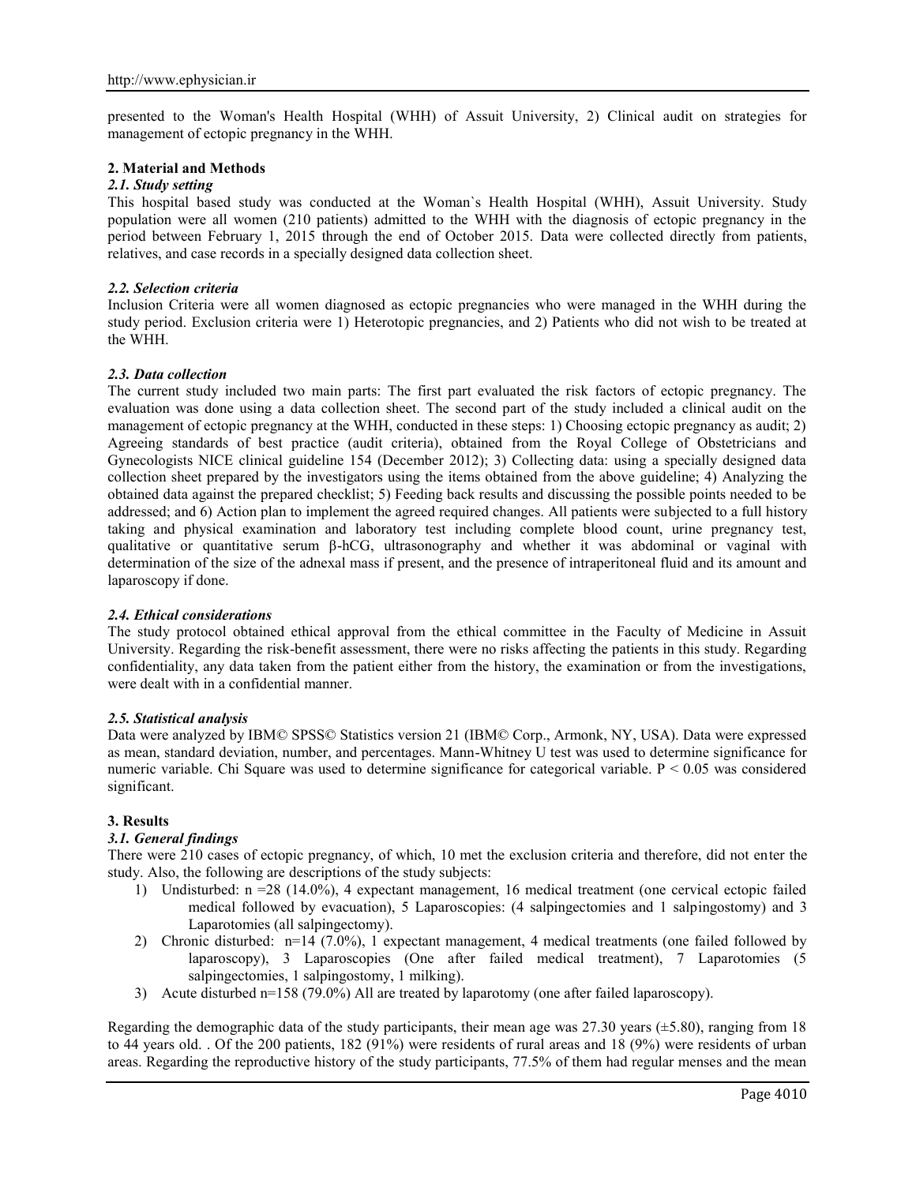presented to the Woman's Health Hospital (WHH) of Assuit University, 2) Clinical audit on strategies for management of ectopic pregnancy in the WHH.

## 2. Material and Methods

### *2.1. Study setting*

This hospital based study was conducted at the Woman`s Health Hospital (WHH), Assuit University. Study population were all women (210 patients) admitted to the WHH with the diagnosis of ectopic pregnancy in the period between February 1, 2015 through the end of October 2015. Data were collected directly from patients, relatives, and case records in a specially designed data collection sheet.

### *2.2. Selection criteria*

Inclusion Criteria were all women diagnosed as ectopic pregnancies who were managed in the WHH during the study period. Exclusion criteria were 1) Heterotopic pregnancies, and 2) Patients who did not wish to be treated at the WHH.

### *2.3. Data collection*

The current study included two main parts: The first part evaluated the risk factors of ectopic pregnancy. The evaluation was done using a data collection sheet. The second part of the study included a clinical audit on the management of ectopic pregnancy at the WHH, conducted in these steps: 1) Choosing ectopic pregnancy as audit; 2) Agreeing standards of best practice (audit criteria), obtained from the Royal College of Obstetricians and Gynecologists NICE clinical guideline 154 (December 2012); 3) Collecting data: using a specially designed data collection sheet prepared by the investigators using the items obtained from the above guideline; 4) Analyzing the obtained data against the prepared checklist; 5) Feeding back results and discussing the possible points needed to be addressed; and 6) Action plan to implement the agreed required changes. All patients were subjected to a full history taking and physical examination and laboratory test including complete blood count, urine pregnancy test, qualitative or quantitative serum β-hCG, ultrasonography and whether it was abdominal or vaginal with determination of the size of the adnexal mass if present, and the presence of intraperitoneal fluid and its amount and laparoscopy if done.

### *2.4. Ethical considerations*

The study protocol obtained ethical approval from the ethical committee in the Faculty of Medicine in Assuit University. Regarding the risk-benefit assessment, there were no risks affecting the patients in this study. Regarding confidentiality, any data taken from the patient either from the history, the examination or from the investigations, were dealt with in a confidential manner.

### *2.5. Statistical analysis*

Data were analyzed by IBM© SPSS© Statistics version 21 (IBM© Corp., Armonk, NY, USA). Data were expressed as mean, standard deviation, number, and percentages. Mann-Whitney U test was used to determine significance for numeric variable. Chi Square was used to determine significance for categorical variable. $P < 0.05$ was considered significant.

## 3. Results

### *3.1. General findings*

There were 210 cases of ectopic pregnancy, of which, 10 met the exclusion criteria and therefore, did not enter the study. Also, the following are descriptions of the study subjects:

1) Undisturbed: n =28 (14.0%), 4 expectant management, 16 medical treatment (one cervical ectopic failed medical followed by evacuation), 5 Laparoscopies: (4 salpingectomies and 1 salpingostomy) and 3 Laparotomies (all salpingectomy).
2) Chronic disturbed: n=14 (7.0%), 1 expectant management, 4 medical treatments (one failed followed by laparoscopy), 3 Laparoscopies (One after failed medical treatment), 7 Laparotomies (5 salpingectomies, 1 salpingostomy, 1 milking).
3) Acute disturbed n=158 (79.0%) All are treated by laparotomy (one after failed laparoscopy).

Regarding the demographic data of the study participants, their mean age was 27.30 years (±5.80), ranging from 18 to 44 years old. . Of the 200 patients, 182 (91%) were residents of rural areas and 18 (9%) were residents of urban areas. Regarding the reproductive history of the study participants, 77.5% of them had regular menses and the mean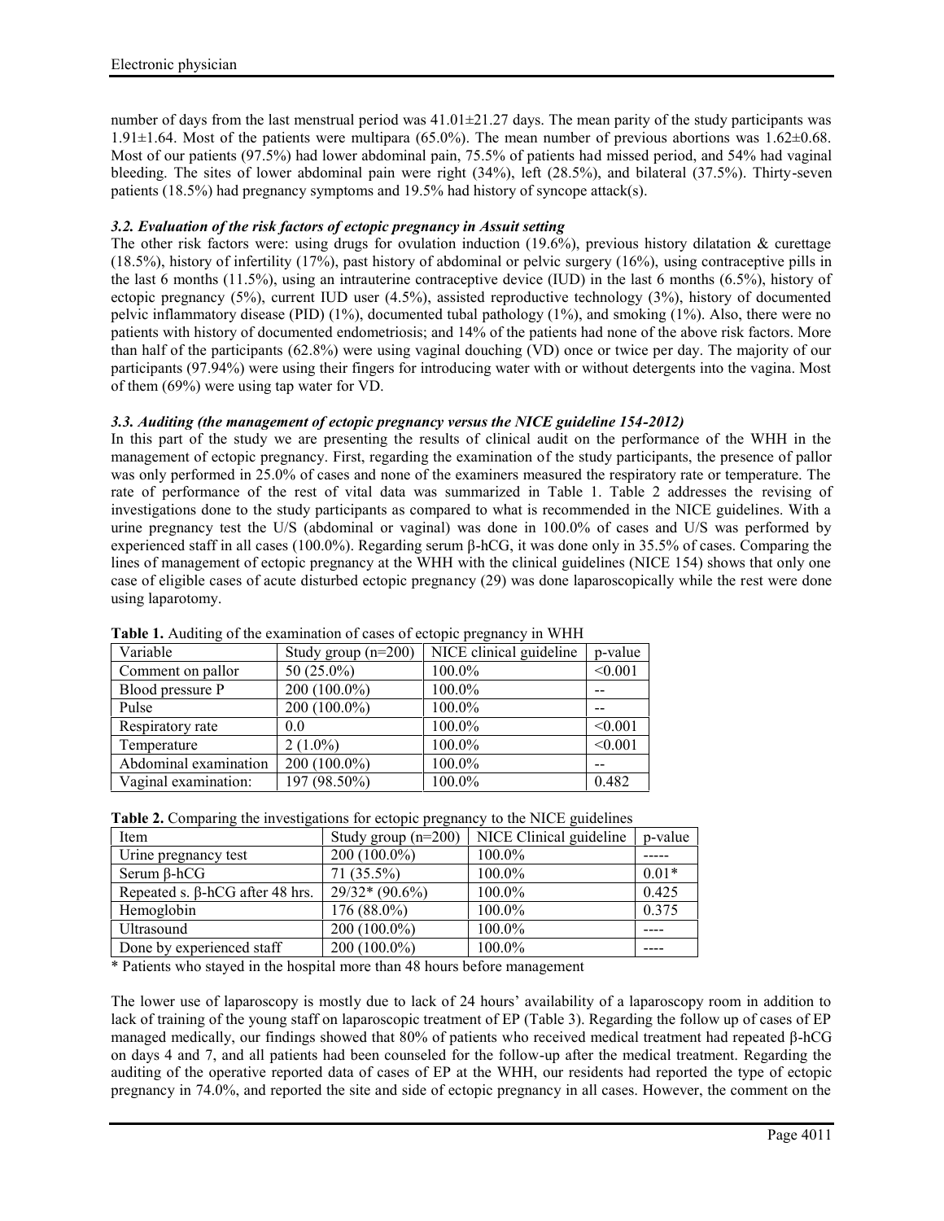number of days from the last menstrual period was 41.01±21.27 days. The mean parity of the study participants was 1.91±1.64. Most of the patients were multipara (65.0%). The mean number of previous abortions was 1.62±0.68. Most of our patients (97.5%) had lower abdominal pain, 75.5% of patients had missed period, and 54% had vaginal bleeding. The sites of lower abdominal pain were right (34%), left (28.5%), and bilateral (37.5%). Thirty-seven patients (18.5%) had pregnancy symptoms and 19.5% had history of syncope attack(s).

### *3.2. Evaluation of the risk factors of ectopic pregnancy in Assuit setting*

The other risk factors were: using drugs for ovulation induction (19.6%), previous history dilatation & curettage (18.5%), history of infertility (17%), past history of abdominal or pelvic surgery (16%), using contraceptive pills in the last 6 months (11.5%), using an intrauterine contraceptive device (IUD) in the last 6 months (6.5%), history of ectopic pregnancy (5%), current IUD user (4.5%), assisted reproductive technology (3%), history of documented pelvic inflammatory disease (PID) (1%), documented tubal pathology (1%), and smoking (1%). Also, there were no patients with history of documented endometriosis; and 14% of the patients had none of the above risk factors. More than half of the participants (62.8%) were using vaginal douching (VD) once or twice per day. The majority of our participants (97.94%) were using their fingers for introducing water with or without detergents into the vagina. Most of them (69%) were using tap water for VD.

### *3.3. Auditing (the management of ectopic pregnancy versus the NICE guideline 154-2012)*

In this part of the study we are presenting the results of clinical audit on the performance of the WHH in the management of ectopic pregnancy. First, regarding the examination of the study participants, the presence of pallor was only performed in 25.0% of cases and none of the examiners measured the respiratory rate or temperature. The rate of performance of the rest of vital data was summarized in Table 1. Table 2 addresses the revising of investigations done to the study participants as compared to what is recommended in the NICE guidelines. With a urine pregnancy test the U/S (abdominal or vaginal) was done in 100.0% of cases and U/S was performed by experienced staff in all cases (100.0%). Regarding serum β-hCG, it was done only in 35.5% of cases. Comparing the lines of management of ectopic pregnancy at the WHH with the clinical guidelines (NICE 154) shows that only one case of eligible cases of acute disturbed ectopic pregnancy (29) was done laparoscopically while the rest were done using laparotomy.

**Table 1.** Auditing of the examination of cases of ectopic pregnancy in WHH

| Variable | Study group (n=200) | NICE clinical guideline | p-value |
|---|---|---|---|
| Comment on pallor | 50 (25.0%) | 100.0% | <0.001 |
| Blood pressure P | 200 (100.0%) | 100.0% | -- |
| Pulse | 200 (100.0%) | 100.0% | -- |
| Respiratory rate | 0.0 | 100.0% | <0.001 |
| Temperature | 2 (1.0%) | 100.0% | <0.001 |
| Abdominal examination | 200 (100.0%) | 100.0% | -- |
| Vaginal examination: | 197 (98.50%) | 100.0% | 0.482 |

**Table 2.** Comparing the investigations for ectopic pregnancy to the NICE guidelines

| Item | Study group (n=200) | NICE Clinical guideline | p-value |
|---|---|---|---|
| Urine pregnancy test | 200 (100.0%) | 100.0% | ----- |
| Serum β-hCG | 71 (35.5%) | 100.0% | 0.01* |
| Repeated s. β-hCG after 48 hrs. | 29/32* (90.6%) | 100.0% | 0.425 |
| Hemoglobin | 176 (88.0%) | 100.0% | 0.375 |
| Ultrasound | 200 (100.0%) | 100.0% | ---- |
| Done by experienced staff | 200 (100.0%) | 100.0% | ---- |

\* Patients who stayed in the hospital more than 48 hours before management

The lower use of laparoscopy is mostly due to lack of 24 hours' availability of a laparoscopy room in addition to lack of training of the young staff on laparoscopic treatment of EP (Table 3). Regarding the follow up of cases of EP managed medically, our findings showed that 80% of patients who received medical treatment had repeated β-hCG on days 4 and 7, and all patients had been counseled for the follow-up after the medical treatment. Regarding the auditing of the operative reported data of cases of EP at the WHH, our residents had reported the type of ectopic pregnancy in 74.0%, and reported the site and side of ectopic pregnancy in all cases. However, the comment on the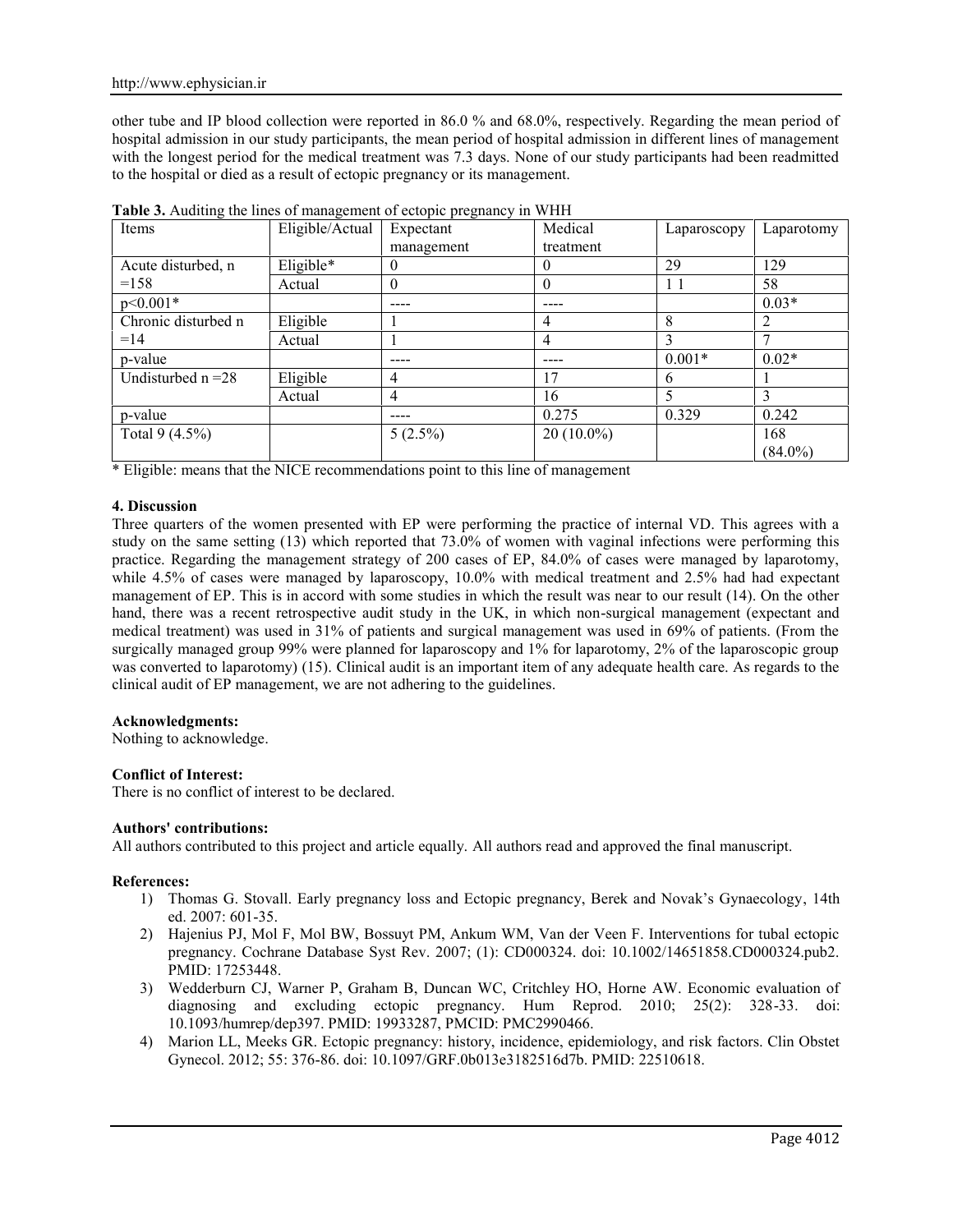other tube and IP blood collection were reported in 86.0 % and 68.0%, respectively. Regarding the mean period of hospital admission in our study participants, the mean period of hospital admission in different lines of management with the longest period for the medical treatment was 7.3 days. None of our study participants had been readmitted to the hospital or died as a result of ectopic pregnancy or its management.

**Table 3.** Auditing the lines of management of ectopic pregnancy in WHH

| Items | Eligible/Actual | Expectant management | Medical treatment | Laparoscopy | Laparotomy |
|---|---|---|---|---|---|
| Acute disturbed, n =158 | Eligible* | 0 | 0 | 29 | 129 |
| | Actual | 0 | 0 | 1 1 | 58 |
| p<0.001* | | ---- | ---- | | 0.03* |
| Chronic disturbed n =14 | Eligible | 1 | 4 | 8 | 2 |
| | Actual | 1 | 4 | 3 | 7 |
| p-value | | ---- | ---- | 0.001* | 0.02* |
| Undisturbed n =28 | Eligible | 4 | 17 | 6 | 1 |
| | Actual | 4 | 16 | 5 | 3 |
| p-value | | ---- | 0.275 | 0.329 | 0.242 |
| Total 9 (4.5%) | | 5 (2.5%) | 20 (10.0%) | | 168 (84.0%) |

* Eligible: means that the NICE recommendations point to this line of management

#### 4. Discussion

Three quarters of the women presented with EP were performing the practice of internal VD. This agrees with a study on the same setting (13) which reported that 73.0% of women with vaginal infections were performing this practice. Regarding the management strategy of 200 cases of EP, 84.0% of cases were managed by laparotomy, while 4.5% of cases were managed by laparoscopy, 10.0% with medical treatment and 2.5% had had expectant management of EP. This is in accord with some studies in which the result was near to our result (14). On the other hand, there was a recent retrospective audit study in the UK, in which non-surgical management (expectant and medical treatment) was used in 31% of patients and surgical management was used in 69% of patients. (From the surgically managed group 99% were planned for laparoscopy and 1% for laparotomy, 2% of the laparoscopic group was converted to laparotomy) (15). Clinical audit is an important item of any adequate health care. As regards to the clinical audit of EP management, we are not adhering to the guidelines.

**Acknowledgments:**
Nothing to acknowledge.

**Conflict of Interest:**
There is no conflict of interest to be declared.

**Authors' contributions:**
All authors contributed to this project and article equally. All authors read and approved the final manuscript.

**References:**

1) Thomas G. Stovall. Early pregnancy loss and Ectopic pregnancy, Berek and Novak's Gynaecology, 14th ed. 2007: 601-35.
2) Hajenius PJ, Mol F, Mol BW, Bossuyt PM, Ankum WM, Van der Veen F. Interventions for tubal ectopic pregnancy. Cochrane Database Syst Rev. 2007; (1): CD000324. doi: 10.1002/14651858.CD000324.pub2. PMID: 17253448.
3) Wedderburn CJ, Warner P, Graham B, Duncan WC, Critchley HO, Horne AW. Economic evaluation of diagnosing and excluding ectopic pregnancy. Hum Reprod. 2010; 25(2): 328-33. doi: 10.1093/humrep/dep397. PMID: 19933287, PMCID: PMC2990466.
4) Marion LL, Meeks GR. Ectopic pregnancy: history, incidence, epidemiology, and risk factors. Clin Obstet Gynecol. 2012; 55: 376-86. doi: 10.1097/GRF.0b013e3182516d7b. PMID: 22510618.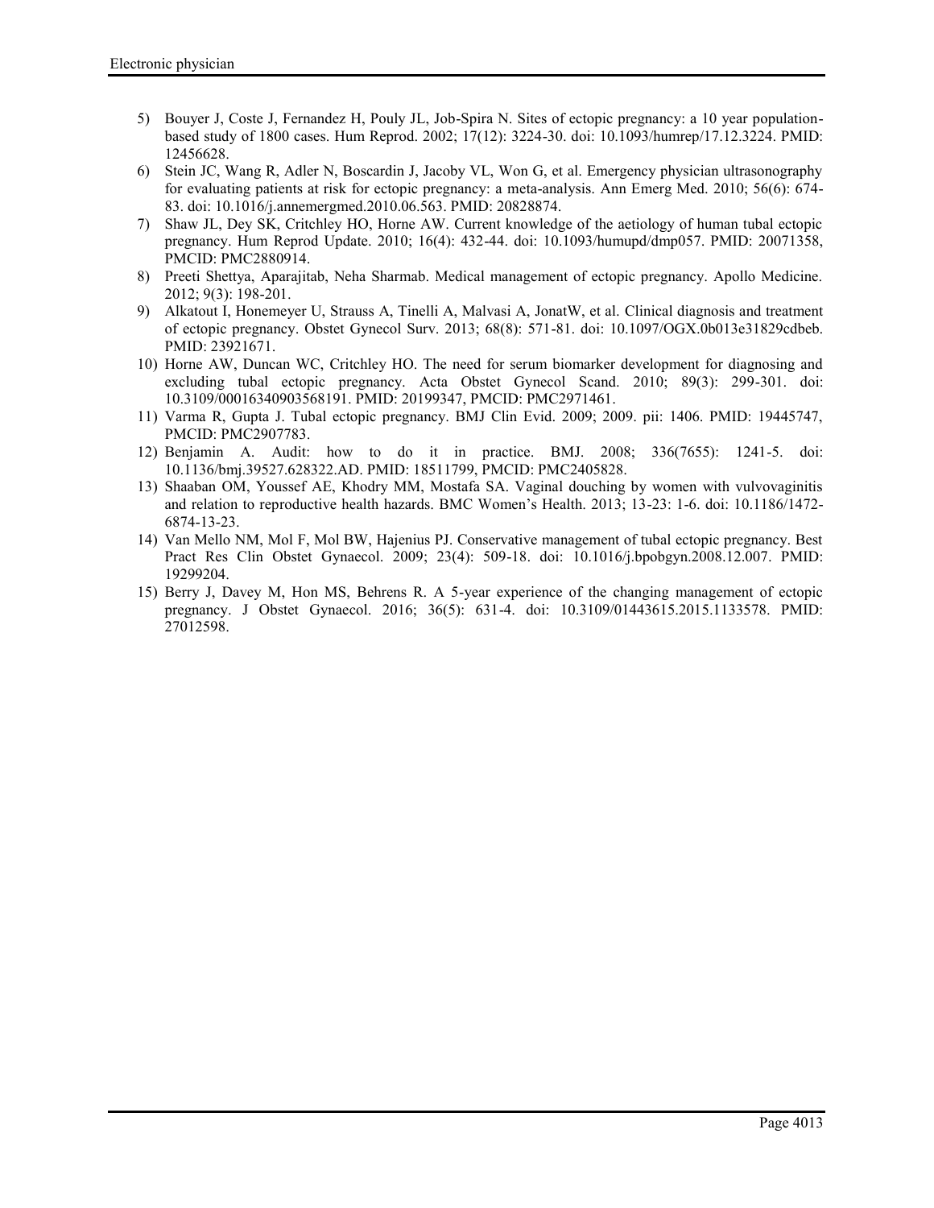5) Bouyer J, Coste J, Fernandez H, Pouly JL, Job-Spira N. Sites of ectopic pregnancy: a 10 year population-based study of 1800 cases. Hum Reprod. 2002; 17(12): 3224-30. doi: 10.1093/humrep/17.12.3224. PMID: 12456628.
6) Stein JC, Wang R, Adler N, Boscardin J, Jacoby VL, Won G, et al. Emergency physician ultrasonography for evaluating patients at risk for ectopic pregnancy: a meta-analysis. Ann Emerg Med. 2010; 56(6): 674-83. doi: 10.1016/j.annemergmed.2010.06.563. PMID: 20828874.
7) Shaw JL, Dey SK, Critchley HO, Horne AW. Current knowledge of the aetiology of human tubal ectopic pregnancy. Hum Reprod Update. 2010; 16(4): 432-44. doi: 10.1093/humupd/dmp057. PMID: 20071358, PMCID: PMC2880914.
8) Preeti Shettya, Aparajitab, Neha Sharmab. Medical management of ectopic pregnancy. Apollo Medicine. 2012; 9(3): 198-201.
9) Alkatout I, Honemeyer U, Strauss A, Tinelli A, Malvasi A, JonatW, et al. Clinical diagnosis and treatment of ectopic pregnancy. Obstet Gynecol Surv. 2013; 68(8): 571-81. doi: 10.1097/OGX.0b013e31829cdbeb. PMID: 23921671.
10) Horne AW, Duncan WC, Critchley HO. The need for serum biomarker development for diagnosing and excluding tubal ectopic pregnancy. Acta Obstet Gynecol Scand. 2010; 89(3): 299-301. doi: 10.3109/00016340903568191. PMID: 20199347, PMCID: PMC2971461.
11) Varma R, Gupta J. Tubal ectopic pregnancy. BMJ Clin Evid. 2009; 2009. pii: 1406. PMID: 19445747, PMCID: PMC2907783.
12) Benjamin A. Audit: how to do it in practice. BMJ. 2008; 336(7655): 1241-5. doi: 10.1136/bmj.39527.628322.AD. PMID: 18511799, PMCID: PMC2405828.
13) Shaaban OM, Youssef AE, Khodry MM, Mostafa SA. Vaginal douching by women with vulvovaginitis and relation to reproductive health hazards. BMC Women's Health. 2013; 13-23: 1-6. doi: 10.1186/1472-6874-13-23.
14) Van Mello NM, Mol F, Mol BW, Hajenius PJ. Conservative management of tubal ectopic pregnancy. Best Pract Res Clin Obstet Gynaecol. 2009; 23(4): 509-18. doi: 10.1016/j.bpobgyn.2008.12.007. PMID: 19299204.
15) Berry J, Davey M, Hon MS, Behrens R. A 5-year experience of the changing management of ectopic pregnancy. J Obstet Gynaecol. 2016; 36(5): 631-4. doi: 10.3109/01443615.2015.1133578. PMID: 27012598.